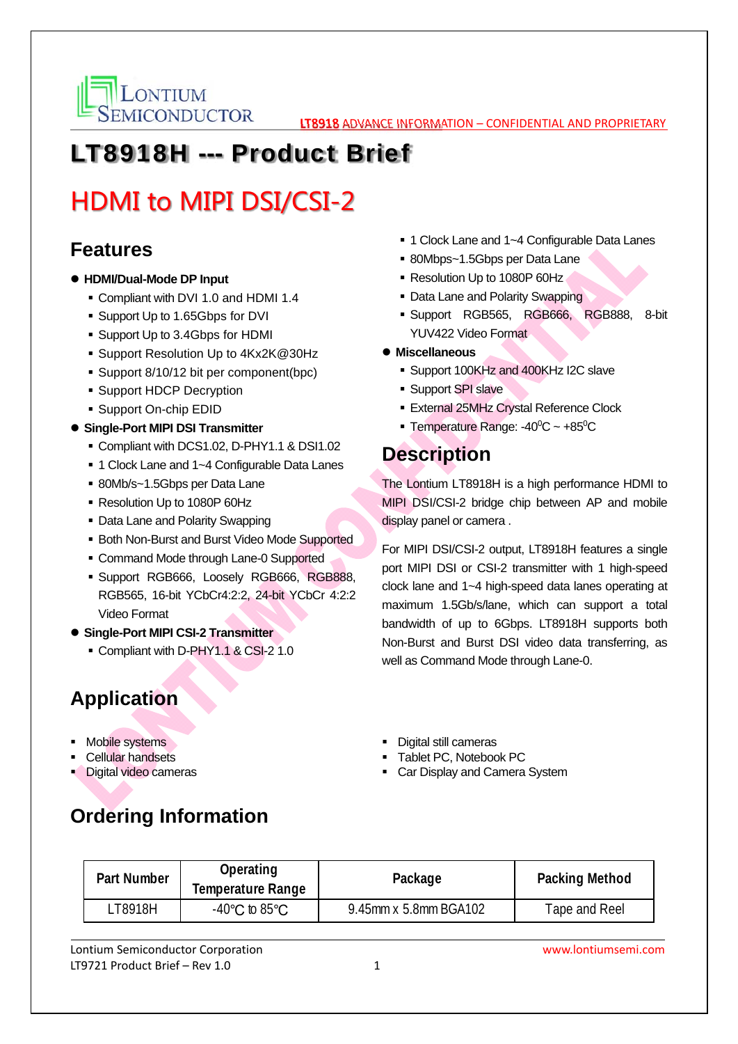# LT8918H --- Product Brief

## HDMI to MIPI DSI/CSI-2

## Features

- **HDMI/Dual-Mode DP Input**
  - Compliant with DVI 1.0 and HDMI 1.4
  - Support Up to 1.65Gbps for DVI
  - Support Up to 3.4Gbps for HDMI
  - Support Resolution Up to 4Kx2K@30Hz
  - Support 8/10/12 bit per component(bpc)
  - Support HDCP Decryption
  - Support On-chip EDID
- **Single-Port MIPI DSI Transmitter**
  - Compliant with DCS1.02, D-PHY1.1 & DSI1.02
  - 1 Clock Lane and 1~4 Configurable Data Lanes
  - 80Mb/s~1.5Gbps per Data Lane
  - Resolution Up to 1080P 60Hz
  - Data Lane and Polarity Swapping
  - Both Non-Burst and Burst Video Mode Supported
  - Command Mode through Lane-0 Supported
  - Support RGB666, Loosely RGB666, RGB888, RGB565, 16-bit YCbCr4:2:2, 24-bit YCbCr 4:2:2 Video Format
- **Single-Port MIPI CSI-2 Transmitter**
  - Compliant with D-PHY1.1 & CSI-2 1.0
  - 1 Clock Lane and 1~4 Configurable Data Lanes
  - 80Mbps~1.5Gbps per Data Lane
  - Resolution Up to 1080P 60Hz
  - Data Lane and Polarity Swapping
  - Support RGB565, RGB666, RGB888, 8-bit YUV422 Video Format
- **Miscellaneous**
  - Support 100KHz and 400KHz I2C slave
  - Support SPI slave
  - External 25MHz Crystal Reference Clock
  - Temperature Range: -40$^0$C ~ +85$^0$C

## Description

The Lontium LT8918H is a high performance HDMI to MIPI DSI/CSI-2 bridge chip between AP and mobile display panel or camera .

For MIPI DSI/CSI-2 output, LT8918H features a single port MIPI DSI or CSI-2 transmitter with 1 high-speed clock lane and 1~4 high-speed data lanes operating at maximum 1.5Gb/s/lane, which can support a total bandwidth of up to 6Gbps. LT8918H supports both Non-Burst and Burst DSI video data transferring, as well as Command Mode through Lane-0.

## Application

- Mobile systems
- Cellular handsets
- Digital video cameras
- Digital still cameras
- Tablet PC, Notebook PC
- Car Display and Camera System

## Ordering Information

| Part Number | Operating Temperature Range | Package | Packing Method |
|---|---|---|---|
| LT8918H | -40℃ to 85℃ | 9.45mm x 5.8mm BGA102 | Tape and Reel |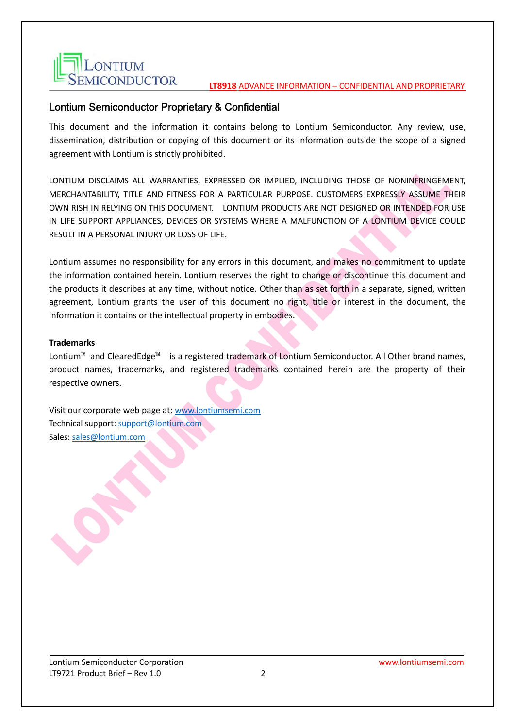## Lontium Semiconductor Proprietary & Confidential

This document and the information it contains belong to Lontium Semiconductor. Any review, use, dissemination, distribution or copying of this document or its information outside the scope of a signed agreement with Lontium is strictly prohibited.

LONTIUM DISCLAIMS ALL WARRANTIES, EXPRESSED OR IMPLIED, INCLUDING THOSE OF NONINFRINGEMENT, MERCHANTABILITY, TITLE AND FITNESS FOR A PARTICULAR PURPOSE. CUSTOMERS EXPRESSLY ASSUME THEIR OWN RISH IN RELYING ON THIS DOCUMENT. LONTIUM PRODUCTS ARE NOT DESIGNED OR INTENDED FOR USE IN LIFE SUPPORT APPLIANCES, DEVICES OR SYSTEMS WHERE A MALFUNCTION OF A LONTIUM DEVICE COULD RESULT IN A PERSONAL INJURY OR LOSS OF LIFE.

Lontium assumes no responsibility for any errors in this document, and makes no commitment to update the information contained herein. Lontium reserves the right to change or discontinue this document and the products it describes at any time, without notice. Other than as set forth in a separate, signed, written agreement, Lontium grants the user of this document no right, title or interest in the document, the information it contains or the intellectual property in embodies.

**Trademarks**

Lontium™ and ClearedEdge™ is a registered trademark of Lontium Semiconductor. All Other brand names, product names, trademarks, and registered trademarks contained herein are the property of their respective owners.

Visit our corporate web page at: www.lontiumsemi.com
Technical support: support@lontium.com
Sales: sales@lontium.com